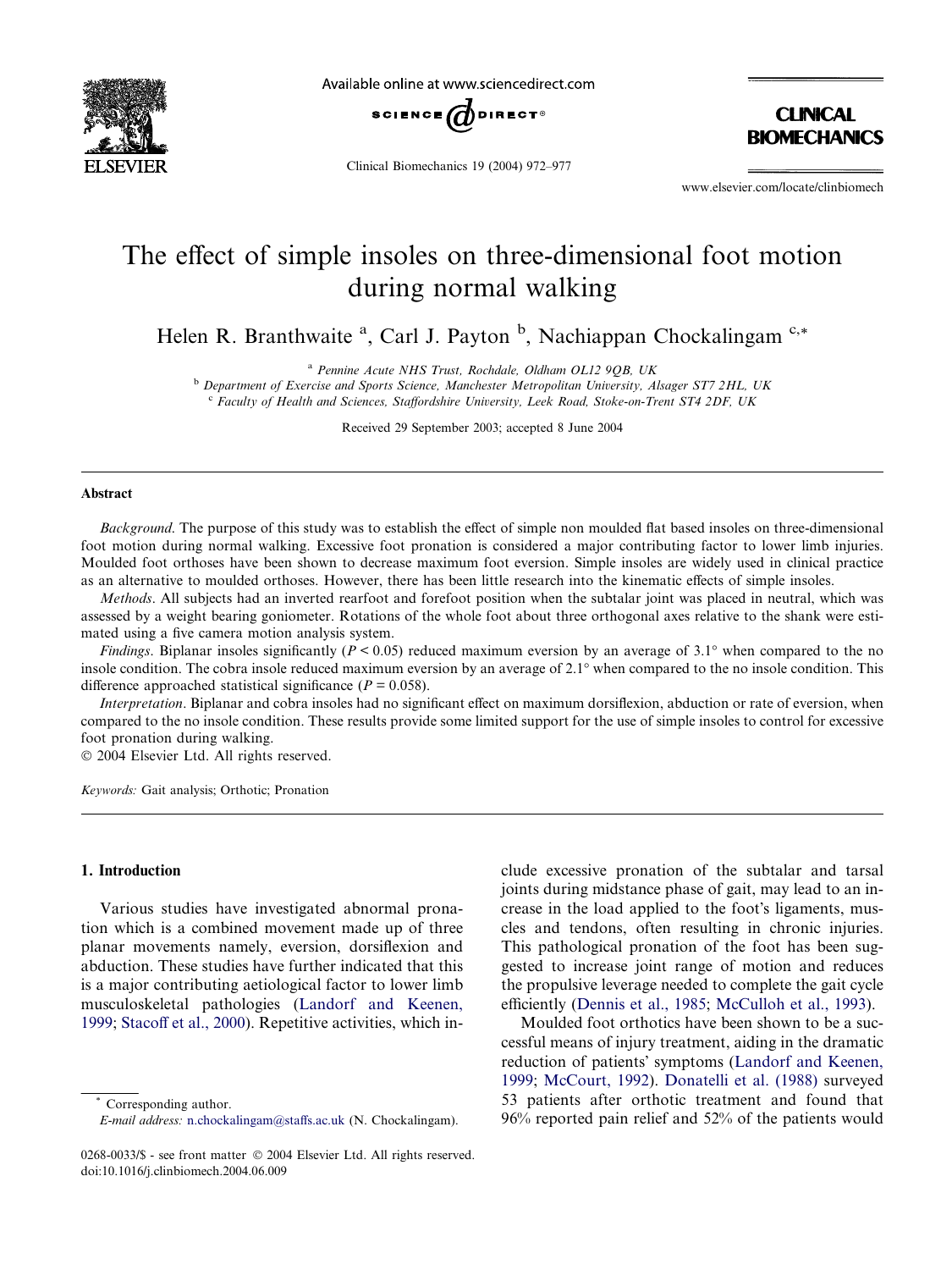# The effect of simple insoles on three-dimensional foot motion during normal walking

Helen R. Branthwaite [a], Carl J. Payton [b], Nachiappan Chockalingam [c,*]

[a] Pennine Acute NHS Trust, Rochdale, Oldham OL12 9QB, UK

[b] Department of Exercise and Sports Science, Manchester Metropolitan University, Alsager ST7 2HL, UK

[c] Faculty of Health and Sciences, Staffordshire University, Leek Road, Stoke-on-Trent ST4 2DF, UK

Received 29 September 2003; accepted 8 June 2004

## Abstract

*Background*. The purpose of this study was to establish the effect of simple non moulded flat based insoles on three-dimensional foot motion during normal walking. Excessive foot pronation is considered a major contributing factor to lower limb injuries. Moulded foot orthoses have been shown to decrease maximum foot eversion. Simple insoles are widely used in clinical practice as an alternative to moulded orthoses. However, there has been little research into the kinematic effects of simple insoles.

*Methods*. All subjects had an inverted rearfoot and forefoot position when the subtalar joint was placed in neutral, which was assessed by a weight bearing goniometer. Rotations of the whole foot about three orthogonal axes relative to the shank were estimated using a five camera motion analysis system.

*Findings*. Biplanar insoles significantly ($P < 0.05$) reduced maximum eversion by an average of 3.1° when compared to the no insole condition. The cobra insole reduced maximum eversion by an average of 2.1° when compared to the no insole condition. This difference approached statistical significance ($P = 0.058$).

*Interpretation*. Biplanar and cobra insoles had no significant effect on maximum dorsiflexion, abduction or rate of eversion, when compared to the no insole condition. These results provide some limited support for the use of simple insoles to control for excessive foot pronation during walking.

© 2004 Elsevier Ltd. All rights reserved.

*Keywords:* Gait analysis; Orthotic; Pronation

## 1. Introduction

Various studies have investigated abnormal pronation which is a combined movement made up of three planar movements namely, eversion, dorsiflexion and abduction. These studies have further indicated that this is a major contributing aetiological factor to lower limb musculoskeletal pathologies (Landorf and Keenen, 1999; Stacoff et al., 2000). Repetitive activities, which include excessive pronation of the subtalar and tarsal joints during midstance phase of gait, may lead to an increase in the load applied to the foot's ligaments, muscles and tendons, often resulting in chronic injuries. This pathological pronation of the foot has been suggested to increase joint range of motion and reduces the propulsive leverage needed to complete the gait cycle efficiently (Dennis et al., 1985; McCulloh et al., 1993).

Moulded foot orthotics have been shown to be a successful means of injury treatment, aiding in the dramatic reduction of patients' symptoms (Landorf and Keenen, 1999; McCourt, 1992). Donatelli et al. (1988) surveyed 53 patients after orthotic treatment and found that 96% reported pain relief and 52% of the patients would

---

* Corresponding author.
*E-mail address:* n.chockalingam@staffs.ac.uk (N. Chockalingam).

0268-0033/$ - see front matter © 2004 Elsevier Ltd. All rights reserved.
doi:10.1016/j.clinbiomech.2004.06.009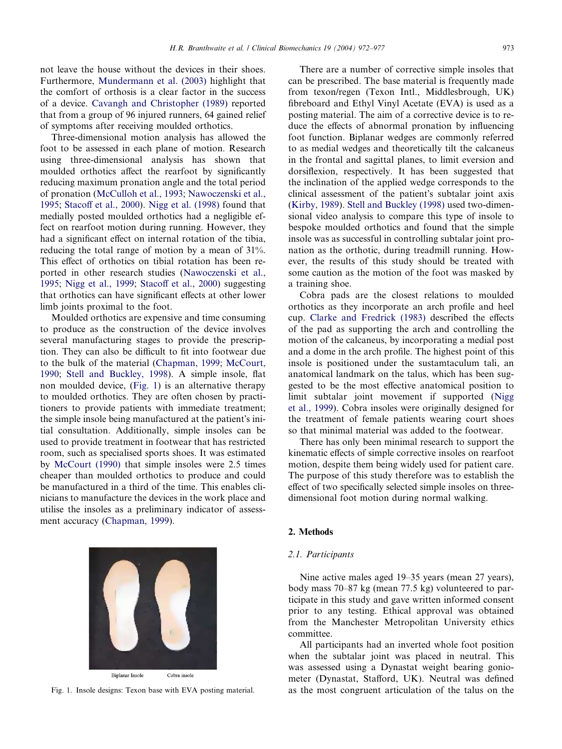not leave the house without the devices in their shoes. Furthermore, Mundermann et al. (2003) highlight that the comfort of orthosis is a clear factor in the success of a device. Cavangh and Christopher (1989) reported that from a group of 96 injured runners, 64 gained relief of symptoms after receiving moulded orthotics.

Three-dimensional motion analysis has allowed the foot to be assessed in each plane of motion. Research using three-dimensional analysis has shown that moulded orthotics affect the rearfoot by significantly reducing maximum pronation angle and the total period of pronation (McCulloh et al., 1993; Nawoczenski et al., 1995; Stacoff et al., 2000). Nigg et al. (1998) found that medially posted moulded orthotics had a negligible effect on rearfoot motion during running. However, they had a significant effect on internal rotation of the tibia, reducing the total range of motion by a mean of 31%. This effect of orthotics on tibial rotation has been reported in other research studies (Nawoczenski et al., 1995; Nigg et al., 1999; Stacoff et al., 2000) suggesting that orthotics can have significant effects at other lower limb joints proximal to the foot.

Moulded orthotics are expensive and time consuming to produce as the construction of the device involves several manufacturing stages to provide the prescription. They can also be difficult to fit into footwear due to the bulk of the material (Chapman, 1999; McCourt, 1990; Stell and Buckley, 1998). A simple insole, flat non moulded device, (Fig. 1) is an alternative therapy to moulded orthotics. They are often chosen by practitioners to provide patients with immediate treatment; the simple insole being manufactured at the patient's initial consultation. Additionally, simple insoles can be used to provide treatment in footwear that has restricted room, such as specialised sports shoes. It was estimated by McCourt (1990) that simple insoles were 2.5 times cheaper than moulded orthotics to produce and could be manufactured in a third of the time. This enables clinicians to manufacture the devices in the work place and utilise the insoles as a preliminary indicator of assessment accuracy (Chapman, 1999).

Biplanar Insole    Cobra insole

Fig. 1. Insole designs: Texon base with EVA posting material.

There are a number of corrective simple insoles that can be prescribed. The base material is frequently made from texon/regen (Texon Intl., Middlesbrough, UK) fibreboard and Ethyl Vinyl Acetate (EVA) is used as a posting material. The aim of a corrective device is to reduce the effects of abnormal pronation by influencing foot function. Biplanar wedges are commonly referred to as medial wedges and theoretically tilt the calcaneus in the frontal and sagittal planes, to limit eversion and dorsiflexion, respectively. It has been suggested that the inclination of the applied wedge corresponds to the clinical assessment of the patient's subtalar joint axis (Kirby, 1989). Stell and Buckley (1998) used two-dimensional video analysis to compare this type of insole to bespoke moulded orthotics and found that the simple insole was as successful in controlling subtalar joint pronation as the orthotic, during treadmill running. However, the results of this study should be treated with some caution as the motion of the foot was masked by a training shoe.

Cobra pads are the closest relations to moulded orthotics as they incorporate an arch profile and heel cup. Clarke and Fredrick (1983) described the effects of the pad as supporting the arch and controlling the motion of the calcaneus, by incorporating a medial post and a dome in the arch profile. The highest point of this insole is positioned under the sustamtaculum tali, an anatomical landmark on the talus, which has been suggested to be the most effective anatomical position to limit subtalar joint movement if supported (Nigg et al., 1999). Cobra insoles were originally designed for the treatment of female patients wearing court shoes so that minimal material was added to the footwear.

There has only been minimal research to support the kinematic effects of simple corrective insoles on rearfoot motion, despite them being widely used for patient care. The purpose of this study therefore was to establish the effect of two specifically selected simple insoles on three-dimensional foot motion during normal walking.

## 2. Methods

### 2.1. Participants

Nine active males aged 19–35 years (mean 27 years), body mass 70–87 kg (mean 77.5 kg) volunteered to participate in this study and gave written informed consent prior to any testing. Ethical approval was obtained from the Manchester Metropolitan University ethics committee.

All participants had an inverted whole foot position when the subtalar joint was placed in neutral. This was assessed using a Dynastat weight bearing goniometer (Dynastat, Stafford, UK). Neutral was defined as the most congruent articulation of the talus on the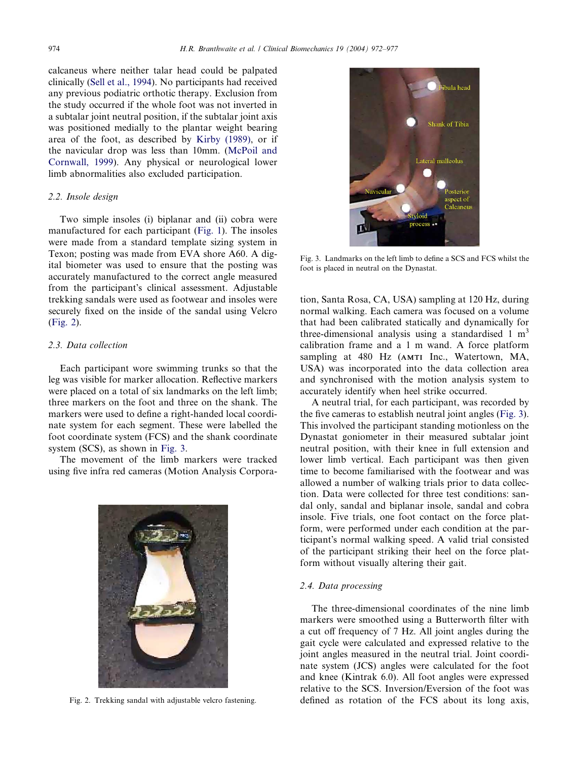calcaneus where neither talar head could be palpated clinically (Sell et al., 1994). No participants had received any previous podiatric orthotic therapy. Exclusion from the study occurred if the whole foot was not inverted in a subtalar joint neutral position, if the subtalar joint axis was positioned medially to the plantar weight bearing area of the foot, as described by Kirby (1989), or if the navicular drop was less than 10mm. (McPoil and Cornwall, 1999). Any physical or neurological lower limb abnormalities also excluded participation.

### 2.2. Insole design

Two simple insoles (i) biplanar and (ii) cobra were manufactured for each participant (Fig. 1). The insoles were made from a standard template sizing system in Texon; posting was made from EVA shore A60. A digital biometer was used to ensure that the posting was accurately manufactured to the correct angle measured from the participant's clinical assessment. Adjustable trekking sandals were used as footwear and insoles were securely fixed on the inside of the sandal using Velcro (Fig. 2).

### 2.3. Data collection

Each participant wore swimming trunks so that the leg was visible for marker allocation. Reflective markers were placed on a total of six landmarks on the left limb; three markers on the foot and three on the shank. The markers were used to define a right-handed local coordinate system for each segment. These were labelled the foot coordinate system (FCS) and the shank coordinate system (SCS), as shown in Fig. 3.

The movement of the limb markers were tracked using five infra red cameras (Motion Analysis Corporation, Santa Rosa, CA, USA) sampling at 120 Hz, during normal walking. Each camera was focused on a volume that had been calibrated statically and dynamically for three-dimensional analysis using a standardised 1 $m^3$ calibration frame and a 1 m wand. A force platform sampling at 480 Hz (AMTI Inc., Watertown, MA, USA) was incorporated into the data collection area and synchronised with the motion analysis system to accurately identify when heel strike occurred.

Fig. 2. Trekking sandal with adjustable velcro fastening.

Fig. 3. Landmarks on the left limb to define a SCS and FCS whilst the foot is placed in neutral on the Dynastat.

A neutral trial, for each participant, was recorded by the five cameras to establish neutral joint angles (Fig. 3). This involved the participant standing motionless on the Dynastat goniometer in their measured subtalar joint neutral position, with their knee in full extension and lower limb vertical. Each participant was then given time to become familiarised with the footwear and was allowed a number of walking trials prior to data collection. Data were collected for three test conditions: sandal only, sandal and biplanar insole, sandal and cobra insole. Five trials, one foot contact on the force platform, were performed under each condition at the participant's normal walking speed. A valid trial consisted of the participant striking their heel on the force platform without visually altering their gait.

### 2.4. Data processing

The three-dimensional coordinates of the nine limb markers were smoothed using a Butterworth filter with a cut off frequency of 7 Hz. All joint angles during the gait cycle were calculated and expressed relative to the joint angles measured in the neutral trial. Joint coordinate system (JCS) angles were calculated for the foot and knee (Kintrak 6.0). All foot angles were expressed relative to the SCS. Inversion/Eversion of the foot was defined as rotation of the FCS about its long axis,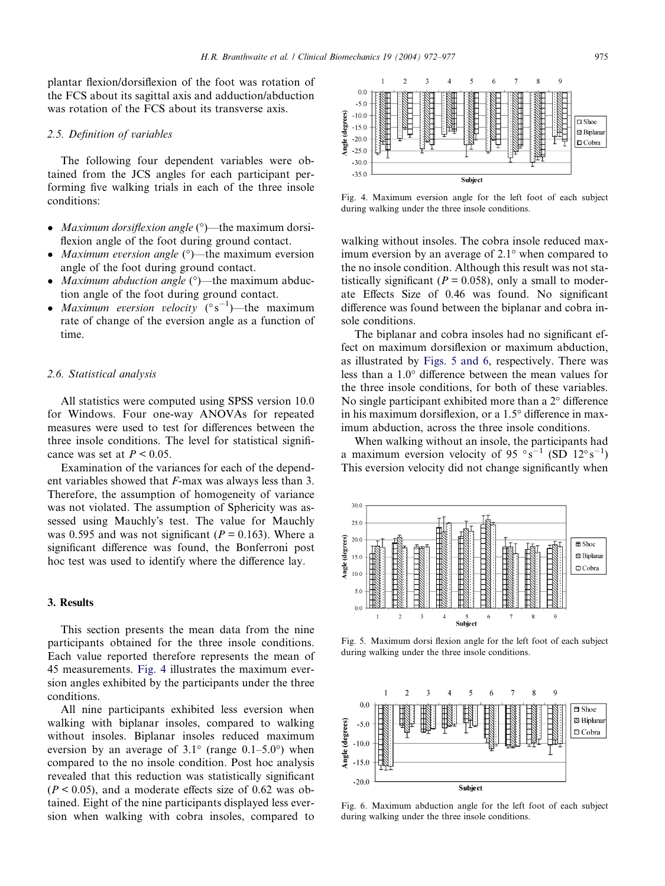plantar flexion/dorsiflexion of the foot was rotation of the FCS about its sagittal axis and adduction/abduction was rotation of the FCS about its transverse axis.

### 2.5. Definition of variables

The following four dependent variables were obtained from the JCS angles for each participant performing five walking trials in each of the three insole conditions:

- *Maximum dorsiflexion angle* (°)—the maximum dorsiflexion angle of the foot during ground contact.
- *Maximum eversion angle* (°)—the maximum eversion angle of the foot during ground contact.
- *Maximum abduction angle* (°)—the maximum abduction angle of the foot during ground contact.
- *Maximum eversion velocity* ($° s^{-1}$)—the maximum rate of change of the eversion angle as a function of time.

### 2.6. Statistical analysis

All statistics were computed using SPSS version 10.0 for Windows. Four one-way ANOVAs for repeated measures were used to test for differences between the three insole conditions. The level for statistical significance was set at $P < 0.05$.

Examination of the variances for each of the dependent variables showed that $F$-max was always less than 3. Therefore, the assumption of homogeneity of variance was not violated. The assumption of Sphericity was assessed using Mauchly's test. The value for Mauchly was 0.595 and was not significant ($P = 0.163$). Where a significant difference was found, the Bonferroni post hoc test was used to identify where the difference lay.

## 3. Results

This section presents the mean data from the nine participants obtained for the three insole conditions. Each value reported therefore represents the mean of 45 measurements. Fig. 4 illustrates the maximum eversion angles exhibited by the participants under the three conditions.

All nine participants exhibited less eversion when walking with biplanar insoles, compared to walking without insoles. Biplanar insoles reduced maximum eversion by an average of 3.1° (range 0.1–5.0°) when compared to the no insole condition. Post hoc analysis revealed that this reduction was statistically significant ($P < 0.05$), and a moderate effects size of 0.62 was obtained. Eight of the nine participants displayed less eversion when walking with cobra insoles, compared to walking without insoles. The cobra insole reduced maximum eversion by an average of 2.1° when compared to the no insole condition. Although this result was not statistically significant ($P = 0.058$), only a small to moderate Effects Size of 0.46 was found. No significant difference was found between the biplanar and cobra insole conditions.

Fig. 4. Maximum eversion angle for the left foot of each subject during walking under the three insole conditions.

The biplanar and cobra insoles had no significant effect on maximum dorsiflexion or maximum abduction, as illustrated by Figs. 5 and 6, respectively. There was less than a 1.0° difference between the mean values for the three insole conditions, for both of these variables. No single participant exhibited more than a 2° difference in his maximum dorsiflexion, or a 1.5° difference in maximum abduction, across the three insole conditions.

When walking without an insole, the participants had a maximum eversion velocity of 95 $° s^{-1}$ (SD 12$° s^{-1}$) This eversion velocity did not change significantly when

Fig. 5. Maximum dorsi flexion angle for the left foot of each subject during walking under the three insole conditions.

Fig. 6. Maximum abduction angle for the left foot of each subject during walking under the three insole conditions.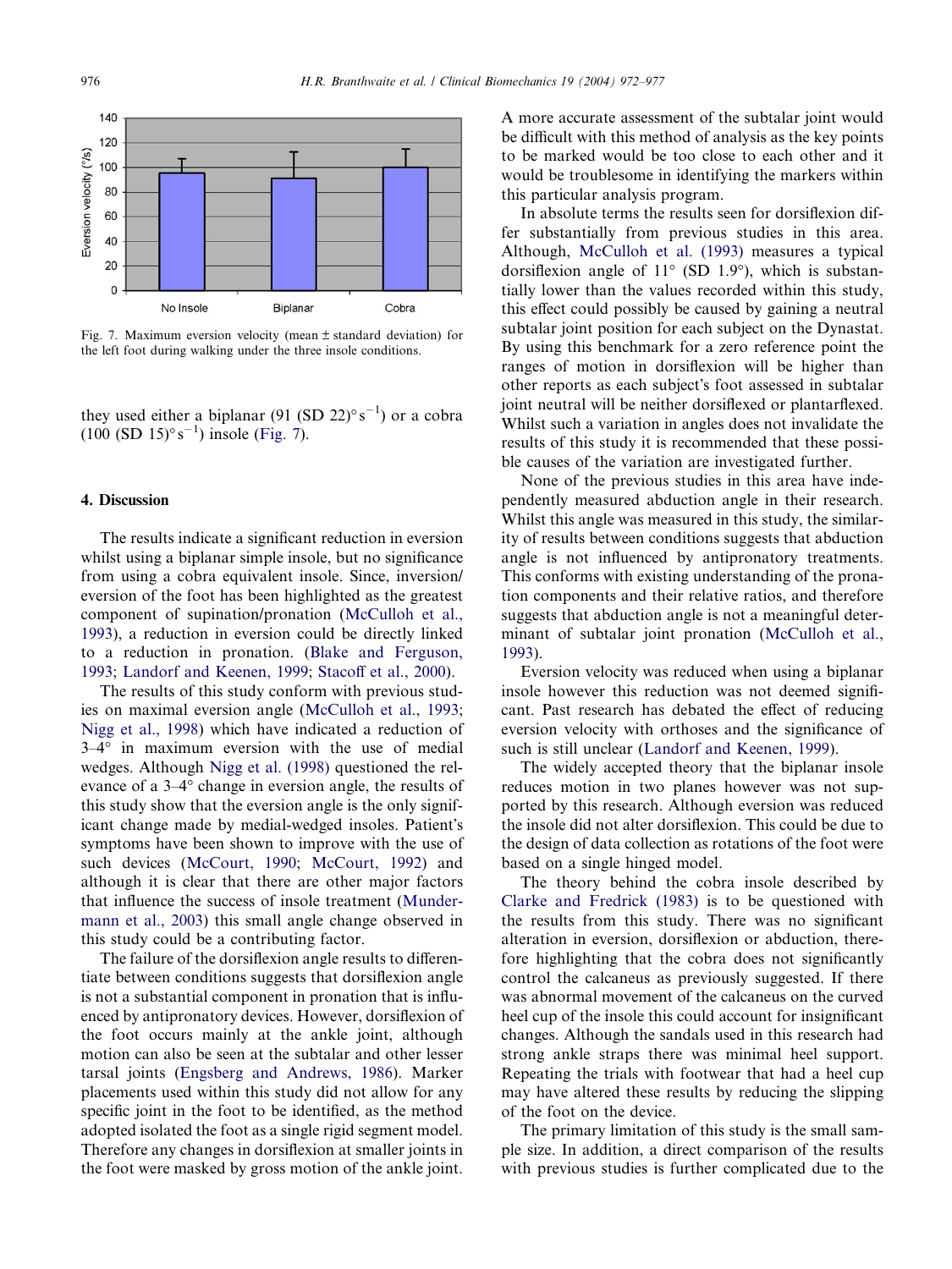Fig. 7. Maximum eversion velocity (mean ± standard deviation) for the left foot during walking under the three insole conditions.

they used either a biplanar (91 (SD 22)$^\circ$s$^{-1}$) or a cobra (100 (SD 15)$^\circ$s$^{-1}$) insole (Fig. 7).

## 4. Discussion

The results indicate a significant reduction in eversion whilst using a biplanar simple insole, but no significance from using a cobra equivalent insole. Since, inversion/eversion of the foot has been highlighted as the greatest component of supination/pronation (McCulloh et al., 1993), a reduction in eversion could be directly linked to a reduction in pronation. (Blake and Ferguson, 1993; Landorf and Keenen, 1999; Stacoff et al., 2000).

The results of this study conform with previous studies on maximal eversion angle (McCulloh et al., 1993; Nigg et al., 1998) which have indicated a reduction of 3–4° in maximum eversion with the use of medial wedges. Although Nigg et al. (1998) questioned the relevance of a 3–4° change in eversion angle, the results of this study show that the eversion angle is the only significant change made by medial-wedged insoles. Patient's symptoms have been shown to improve with the use of such devices (McCourt, 1990; McCourt, 1992) and although it is clear that there are other major factors that influence the success of insole treatment (Mundermann et al., 2003) this small angle change observed in this study could be a contributing factor.

The failure of the dorsiflexion angle results to differentiate between conditions suggests that dorsiflexion angle is not a substantial component in pronation that is influenced by antipronatory devices. However, dorsiflexion of the foot occurs mainly at the ankle joint, although motion can also be seen at the subtalar and other lesser tarsal joints (Engsberg and Andrews, 1986). Marker placements used within this study did not allow for any specific joint in the foot to be identified, as the method adopted isolated the foot as a single rigid segment model. Therefore any changes in dorsiflexion at smaller joints in the foot were masked by gross motion of the ankle joint. A more accurate assessment of the subtalar joint would be difficult with this method of analysis as the key points to be marked would be too close to each other and it would be troublesome in identifying the markers within this particular analysis program.

In absolute terms the results seen for dorsiflexion differ substantially from previous studies in this area. Although, McCulloh et al. (1993) measures a typical dorsiflexion angle of 11° (SD 1.9°), which is substantially lower than the values recorded within this study, this effect could possibly be caused by gaining a neutral subtalar joint position for each subject on the Dynastat. By using this benchmark for a zero reference point the ranges of motion in dorsiflexion will be higher than other reports as each subject's foot assessed in subtalar joint neutral will be neither dorsiflexed or plantarflexed. Whilst such a variation in angles does not invalidate the results of this study it is recommended that these possible causes of the variation are investigated further.

None of the previous studies in this area have independently measured abduction angle in their research. Whilst this angle was measured in this study, the similarity of results between conditions suggests that abduction angle is not influenced by antipronatory treatments. This conforms with existing understanding of the pronation components and their relative ratios, and therefore suggests that abduction angle is not a meaningful determinant of subtalar joint pronation (McCulloh et al., 1993).

Eversion velocity was reduced when using a biplanar insole however this reduction was not deemed significant. Past research has debated the effect of reducing eversion velocity with orthoses and the significance of such is still unclear (Landorf and Keenen, 1999).

The widely accepted theory that the biplanar insole reduces motion in two planes however was not supported by this research. Although eversion was reduced the insole did not alter dorsiflexion. This could be due to the design of data collection as rotations of the foot were based on a single hinged model.

The theory behind the cobra insole described by Clarke and Fredrick (1983) is to be questioned with the results from this study. There was no significant alteration in eversion, dorsiflexion or abduction, therefore highlighting that the cobra does not significantly control the calcaneus as previously suggested. If there was abnormal movement of the calcaneus on the curved heel cup of the insole this could account for insignificant changes. Although the sandals used in this research had strong ankle straps there was minimal heel support. Repeating the trials with footwear that had a heel cup may have altered these results by reducing the slipping of the foot on the device.

The primary limitation of this study is the small sample size. In addition, a direct comparison of the results with previous studies is further complicated due to the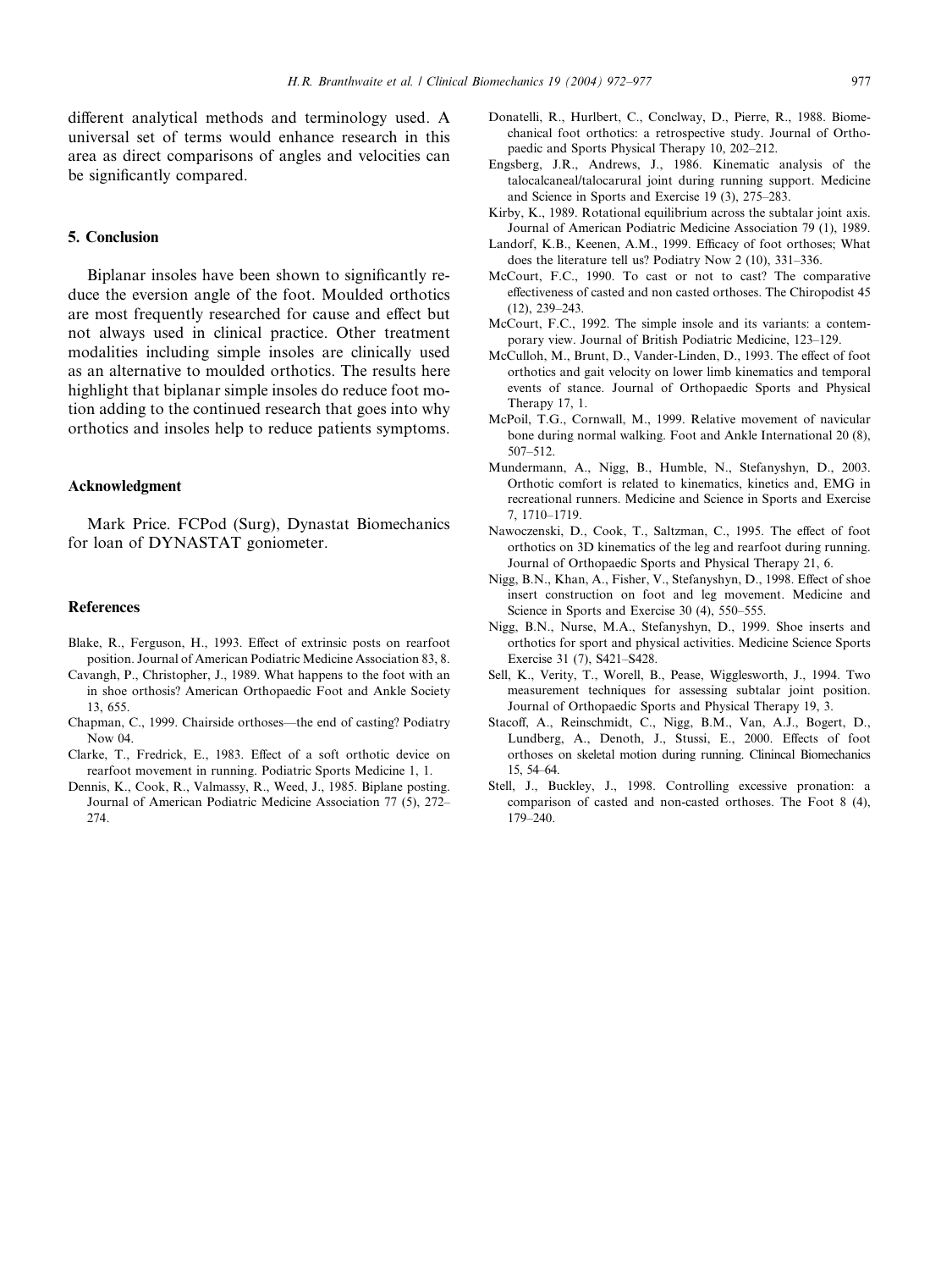different analytical methods and terminology used. A universal set of terms would enhance research in this area as direct comparisons of angles and velocities can be significantly compared.

## 5. Conclusion

Biplanar insoles have been shown to significantly reduce the eversion angle of the foot. Moulded orthotics are most frequently researched for cause and effect but not always used in clinical practice. Other treatment modalities including simple insoles are clinically used as an alternative to moulded orthotics. The results here highlight that biplanar simple insoles do reduce foot motion adding to the continued research that goes into why orthotics and insoles help to reduce patients symptoms.

## Acknowledgment

Mark Price. FCPod (Surg), Dynastat Biomechanics for loan of DYNASTAT goniometer.

## References

Blake, R., Ferguson, H., 1993. Effect of extrinsic posts on rearfoot position. Journal of American Podiatric Medicine Association 83, 8.

Cavangh, P., Christopher, J., 1989. What happens to the foot with an in shoe orthosis? American Orthopaedic Foot and Ankle Society 13, 655.

Chapman, C., 1999. Chairside orthoses—the end of casting? Podiatry Now 04.

Clarke, T., Fredrick, E., 1983. Effect of a soft orthotic device on rearfoot movement in running. Podiatric Sports Medicine 1, 1.

Dennis, K., Cook, R., Valmassy, R., Weed, J., 1985. Biplane posting. Journal of American Podiatric Medicine Association 77 (5), 272–274.

Donatelli, R., Hurlbert, C., Conclway, D., Pierre, R., 1988. Biomechanical foot orthotics: a retrospective study. Journal of Orthopaedic and Sports Physical Therapy 10, 202–212.

Engsberg, J.R., Andrews, J., 1986. Kinematic analysis of the talocalcaneal/talocarural joint during running support. Medicine and Science in Sports and Exercise 19 (3), 275–283.

Kirby, K., 1989. Rotational equilibrium across the subtalar joint axis. Journal of American Podiatric Medicine Association 79 (1), 1989.

Landorf, K.B., Keenen, A.M., 1999. Efficacy of foot orthoses; What does the literature tell us? Podiatry Now 2 (10), 331–336.

McCourt, F.C., 1990. To cast or not to cast? The comparative effectiveness of casted and non casted orthoses. The Chiropodist 45 (12), 239–243.

McCourt, F.C., 1992. The simple insole and its variants: a contemporary view. Journal of British Podiatric Medicine, 123–129.

McCulloh, M., Brunt, D., Vander-Linden, D., 1993. The effect of foot orthotics and gait velocity on lower limb kinematics and temporal events of stance. Journal of Orthopaedic Sports and Physical Therapy 17, 1.

McPoil, T.G., Cornwall, M., 1999. Relative movement of navicular bone during normal walking. Foot and Ankle International 20 (8), 507–512.

Mundermann, A., Nigg, B., Humble, N., Stefanyshyn, D., 2003. Orthotic comfort is related to kinematics, kinetics and, EMG in recreational runners. Medicine and Science in Sports and Exercise 7, 1710–1719.

Nawoczenski, D., Cook, T., Saltzman, C., 1995. The effect of foot orthotics on 3D kinematics of the leg and rearfoot during running. Journal of Orthopaedic Sports and Physical Therapy 21, 6.

Nigg, B.N., Khan, A., Fisher, V., Stefanyshyn, D., 1998. Effect of shoe insert construction on foot and leg movement. Medicine and Science in Sports and Exercise 30 (4), 550–555.

Nigg, B.N., Nurse, M.A., Stefanyshyn, D., 1999. Shoe inserts and orthotics for sport and physical activities. Medicine Science Sports Exercise 31 (7), S421–S428.

Sell, K., Verity, T., Worell, B., Pease, Wigglesworth, J., 1994. Two measurement techniques for assessing subtalar joint position. Journal of Orthopaedic Sports and Physical Therapy 19, 3.

Stacoff, A., Reinschmidt, C., Nigg, B.M., Van, A.J., Bogert, D., Lundberg, A., Denoth, J., Stussi, E., 2000. Effects of foot orthoses on skeletal motion during running. Clinincal Biomechanics 15, 54–64.

Stell, J., Buckley, J., 1998. Controlling excessive pronation: a comparison of casted and non-casted orthoses. The Foot 8 (4), 179–240.